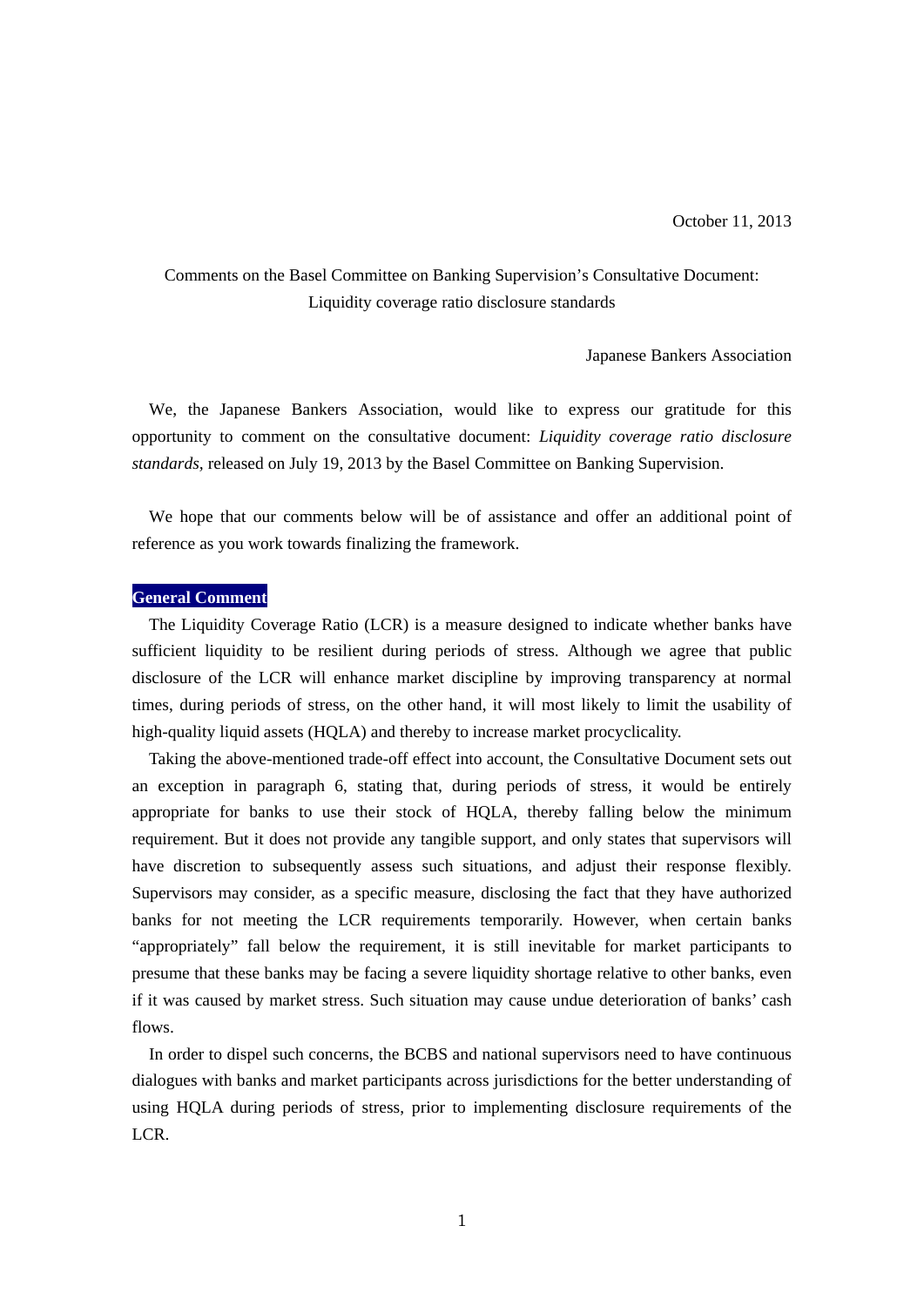October 11, 2013

Comments on the Basel Committee on Banking Supervision's Consultative Document: Liquidity coverage ratio disclosure standards

Japanese Bankers Association

We, the Japanese Bankers Association, would like to express our gratitude for this opportunity to comment on the consultative document: *Liquidity coverage ratio disclosure standards,* released on July 19, 2013 by the Basel Committee on Banking Supervision.

We hope that our comments below will be of assistance and offer an additional point of reference as you work towards finalizing the framework.

## General Comment

The Liquidity Coverage Ratio (LCR) is a measure designed to indicate whether banks have sufficient liquidity to be resilient during periods of stress. Although we agree that public disclosure of the LCR will enhance market discipline by improving transparency at normal times, during periods of stress, on the other hand, it will most likely to limit the usability of high-quality liquid assets (HQLA) and thereby to increase market procyclicality.

Taking the above-mentioned trade-off effect into account, the Consultative Document sets out an exception in paragraph 6, stating that, during periods of stress, it would be entirely appropriate for banks to use their stock of HQLA, thereby falling below the minimum requirement. But it does not provide any tangible support, and only states that supervisors will have discretion to subsequently assess such situations, and adjust their response flexibly. Supervisors may consider, as a specific measure, disclosing the fact that they have authorized banks for not meeting the LCR requirements temporarily. However, when certain banks "appropriately" fall below the requirement, it is still inevitable for market participants to presume that these banks may be facing a severe liquidity shortage relative to other banks, even if it was caused by market stress. Such situation may cause undue deterioration of banks' cash flows.

In order to dispel such concerns, the BCBS and national supervisors need to have continuous dialogues with banks and market participants across jurisdictions for the better understanding of using HQLA during periods of stress, prior to implementing disclosure requirements of the LCR.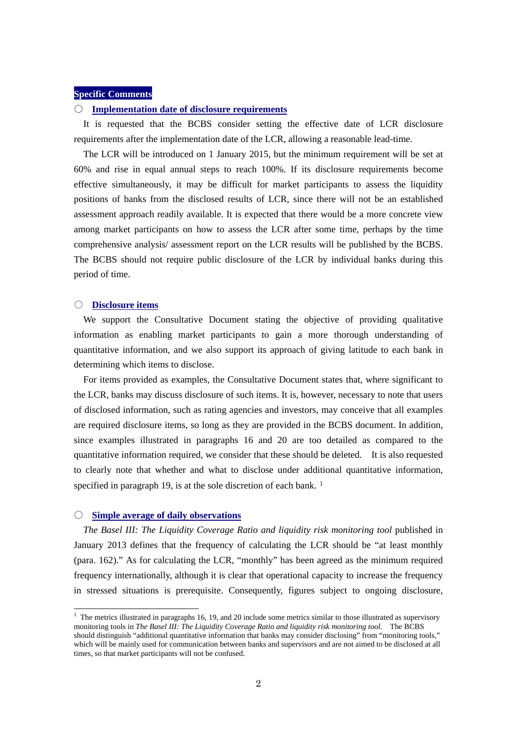## Specific Comments

### ○ Implementation date of disclosure requirements

It is requested that the BCBS consider setting the effective date of LCR disclosure requirements after the implementation date of the LCR, allowing a reasonable lead-time.

The LCR will be introduced on 1 January 2015, but the minimum requirement will be set at 60% and rise in equal annual steps to reach 100%. If its disclosure requirements become effective simultaneously, it may be difficult for market participants to assess the liquidity positions of banks from the disclosed results of LCR, since there will not be an established assessment approach readily available. It is expected that there would be a more concrete view among market participants on how to assess the LCR after some time, perhaps by the time comprehensive analysis/ assessment report on the LCR results will be published by the BCBS. The BCBS should not require public disclosure of the LCR by individual banks during this period of time.

### ○ Disclosure items

We support the Consultative Document stating the objective of providing qualitative information as enabling market participants to gain a more thorough understanding of quantitative information, and we also support its approach of giving latitude to each bank in determining which items to disclose.

For items provided as examples, the Consultative Document states that, where significant to the LCR, banks may discuss disclosure of such items. It is, however, necessary to note that users of disclosed information, such as rating agencies and investors, may conceive that all examples are required disclosure items, so long as they are provided in the BCBS document. In addition, since examples illustrated in paragraphs 16 and 20 are too detailed as compared to the quantitative information required, we consider that these should be deleted. It is also requested to clearly note that whether and what to disclose under additional quantitative information, specified in paragraph 19, is at the sole discretion of each bank. [1]

### ○ Simple average of daily observations

*The Basel III: The Liquidity Coverage Ratio and liquidity risk monitoring tool* published in January 2013 defines that the frequency of calculating the LCR should be "at least monthly (para. 162)." As for calculating the LCR, "monthly" has been agreed as the minimum required frequency internationally, although it is clear that operational capacity to increase the frequency in stressed situations is prerequisite. Consequently, figures subject to ongoing disclosure,

---

[1] The metrics illustrated in paragraphs 16, 19, and 20 include some metrics similar to those illustrated as supervisory monitoring tools in *The Basel III: The Liquidity Coverage Ratio and liquidity risk monitoring tool*. The BCBS should distinguish "additional quantitative information that banks may consider disclosing" from "monitoring tools," which will be mainly used for communication between banks and supervisors and are not aimed to be disclosed at all times, so that market participants will not be confused.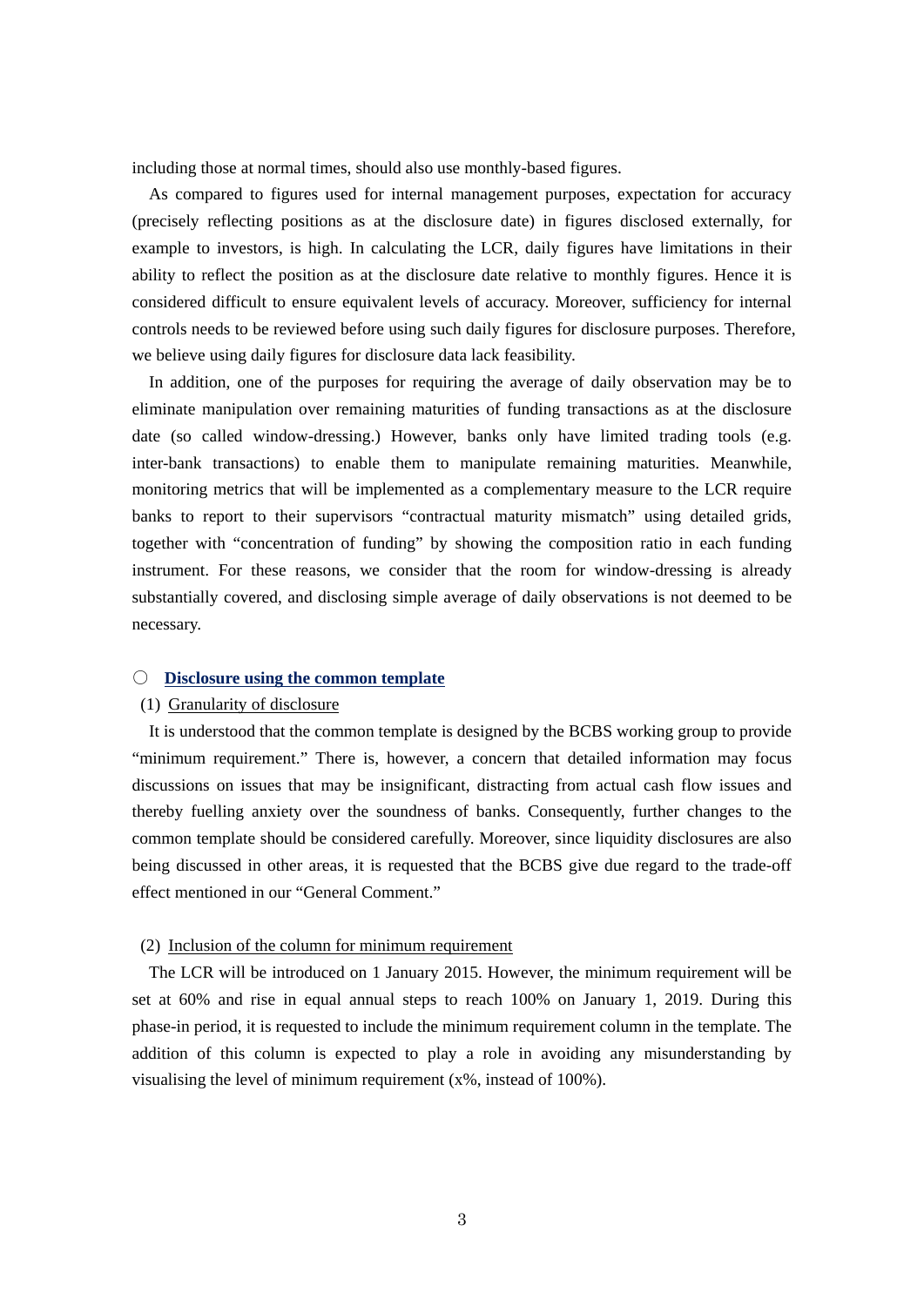including those at normal times, should also use monthly-based figures.

As compared to figures used for internal management purposes, expectation for accuracy (precisely reflecting positions as at the disclosure date) in figures disclosed externally, for example to investors, is high. In calculating the LCR, daily figures have limitations in their ability to reflect the position as at the disclosure date relative to monthly figures. Hence it is considered difficult to ensure equivalent levels of accuracy. Moreover, sufficiency for internal controls needs to be reviewed before using such daily figures for disclosure purposes. Therefore, we believe using daily figures for disclosure data lack feasibility.

In addition, one of the purposes for requiring the average of daily observation may be to eliminate manipulation over remaining maturities of funding transactions as at the disclosure date (so called window-dressing.) However, banks only have limited trading tools (e.g. inter-bank transactions) to enable them to manipulate remaining maturities. Meanwhile, monitoring metrics that will be implemented as a complementary measure to the LCR require banks to report to their supervisors "contractual maturity mismatch" using detailed grids, together with "concentration of funding" by showing the composition ratio in each funding instrument. For these reasons, we consider that the room for window-dressing is already substantially covered, and disclosing simple average of daily observations is not deemed to be necessary.

○ **Disclosure using the common template**

(1) Granularity of disclosure

It is understood that the common template is designed by the BCBS working group to provide "minimum requirement." There is, however, a concern that detailed information may focus discussions on issues that may be insignificant, distracting from actual cash flow issues and thereby fuelling anxiety over the soundness of banks. Consequently, further changes to the common template should be considered carefully. Moreover, since liquidity disclosures are also being discussed in other areas, it is requested that the BCBS give due regard to the trade-off effect mentioned in our "General Comment."

(2) Inclusion of the column for minimum requirement

The LCR will be introduced on 1 January 2015. However, the minimum requirement will be set at 60% and rise in equal annual steps to reach 100% on January 1, 2019. During this phase-in period, it is requested to include the minimum requirement column in the template. The addition of this column is expected to play a role in avoiding any misunderstanding by visualising the level of minimum requirement (x%, instead of 100%).